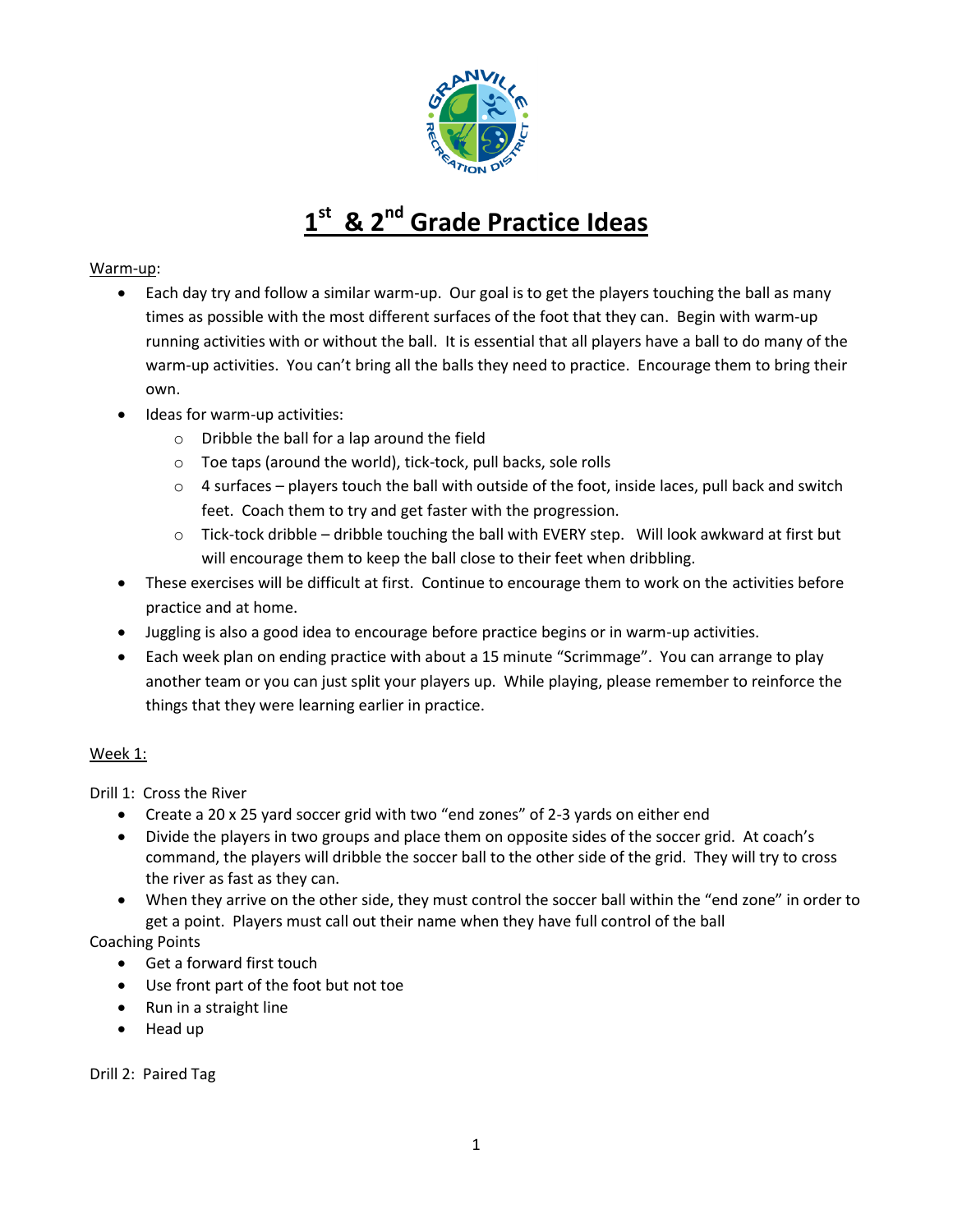# 1st & 2nd Grade Practice Ideas

Warm-up:

- Each day try and follow a similar warm-up. Our goal is to get the players touching the ball as many times as possible with the most different surfaces of the foot that they can. Begin with warm-up running activities with or without the ball. It is essential that all players have a ball to do many of the warm-up activities. You can't bring all the balls they need to practice. Encourage them to bring their own.
- Ideas for warm-up activities:
  - Dribble the ball for a lap around the field
  - Toe taps (around the world), tick-tock, pull backs, sole rolls
  - 4 surfaces – players touch the ball with outside of the foot, inside laces, pull back and switch feet. Coach them to try and get faster with the progression.
  - Tick-tock dribble – dribble touching the ball with EVERY step. Will look awkward at first but will encourage them to keep the ball close to their feet when dribbling.
- These exercises will be difficult at first. Continue to encourage them to work on the activities before practice and at home.
- Juggling is also a good idea to encourage before practice begins or in warm-up activities.
- Each week plan on ending practice with about a 15 minute "Scrimmage". You can arrange to play another team or you can just split your players up. While playing, please remember to reinforce the things that they were learning earlier in practice.

Week 1:

Drill 1: Cross the River

- Create a 20 x 25 yard soccer grid with two "end zones" of 2-3 yards on either end
- Divide the players in two groups and place them on opposite sides of the soccer grid. At coach's command, the players will dribble the soccer ball to the other side of the grid. They will try to cross the river as fast as they can.
- When they arrive on the other side, they must control the soccer ball within the "end zone" in order to get a point. Players must call out their name when they have full control of the ball

Coaching Points

- Get a forward first touch
- Use front part of the foot but not toe
- Run in a straight line
- Head up

Drill 2: Paired Tag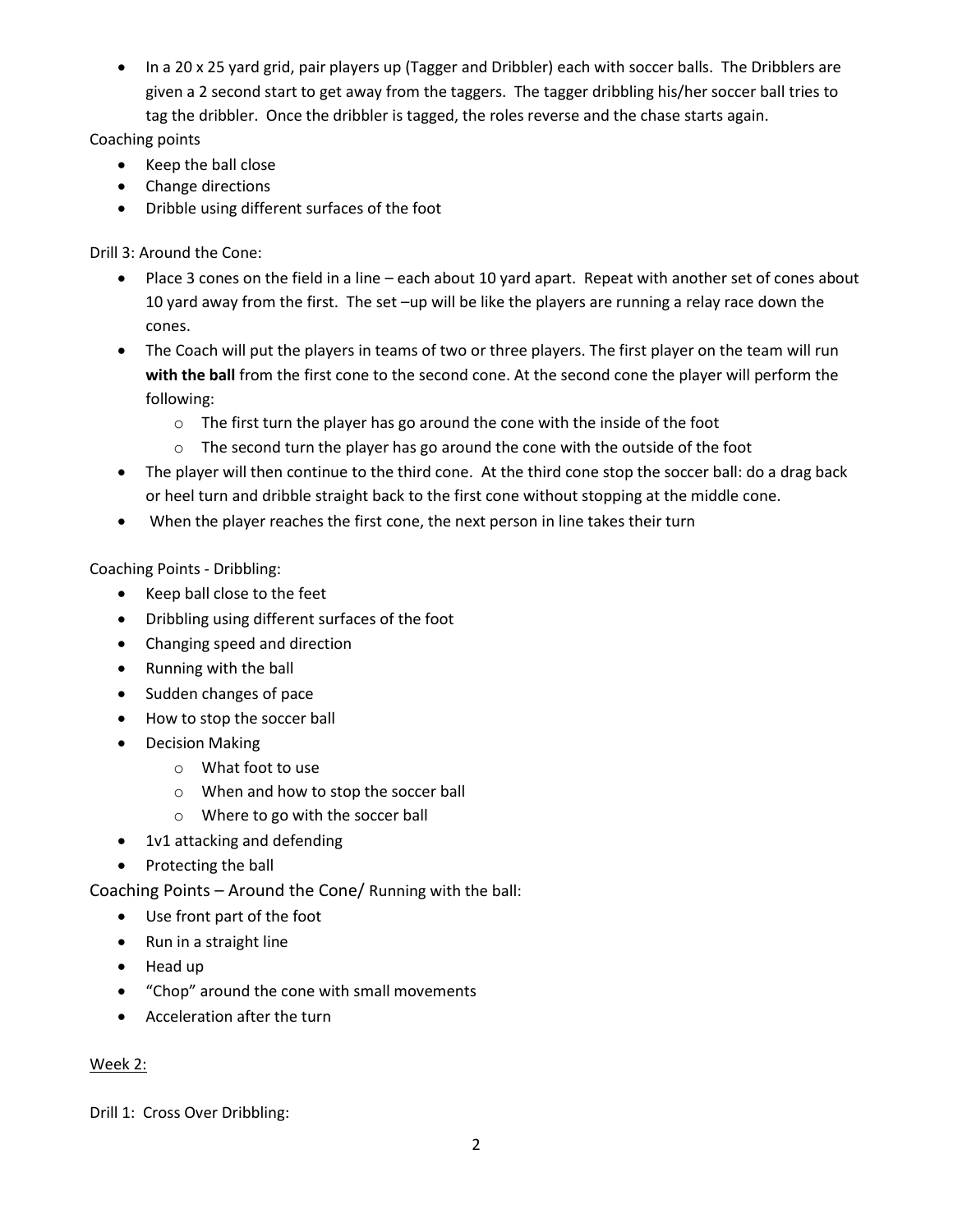- In a 20 x 25 yard grid, pair players up (Tagger and Dribbler) each with soccer balls. The Dribblers are given a 2 second start to get away from the taggers. The tagger dribbling his/her soccer ball tries to tag the dribbler. Once the dribbler is tagged, the roles reverse and the chase starts again.

Coaching points

- Keep the ball close
- Change directions
- Dribble using different surfaces of the foot

Drill 3: Around the Cone:

- Place 3 cones on the field in a line – each about 10 yard apart. Repeat with another set of cones about 10 yard away from the first. The set –up will be like the players are running a relay race down the cones.
- The Coach will put the players in teams of two or three players. The first player on the team will run **with the ball** from the first cone to the second cone. At the second cone the player will perform the following:
  - The first turn the player has go around the cone with the inside of the foot
  - The second turn the player has go around the cone with the outside of the foot
- The player will then continue to the third cone. At the third cone stop the soccer ball: do a drag back or heel turn and dribble straight back to the first cone without stopping at the middle cone.
- When the player reaches the first cone, the next person in line takes their turn

Coaching Points - Dribbling:

- Keep ball close to the feet
- Dribbling using different surfaces of the foot
- Changing speed and direction
- Running with the ball
- Sudden changes of pace
- How to stop the soccer ball
- Decision Making
  - What foot to use
  - When and how to stop the soccer ball
  - Where to go with the soccer ball
- 1v1 attacking and defending
- Protecting the ball

Coaching Points – Around the Cone/ Running with the ball:

- Use front part of the foot
- Run in a straight line
- Head up
- "Chop" around the cone with small movements
- Acceleration after the turn

Week 2:

Drill 1: Cross Over Dribbling: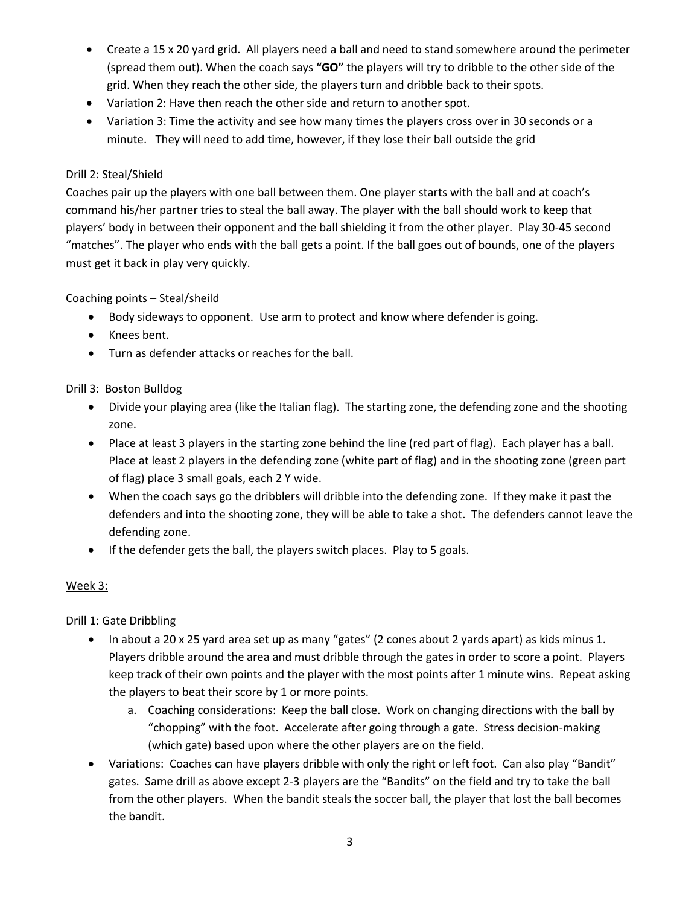- Create a 15 x 20 yard grid. All players need a ball and need to stand somewhere around the perimeter (spread them out). When the coach says **"GO"** the players will try to dribble to the other side of the grid. When they reach the other side, the players turn and dribble back to their spots.
- Variation 2: Have then reach the other side and return to another spot.
- Variation 3: Time the activity and see how many times the players cross over in 30 seconds or a minute. They will need to add time, however, if they lose their ball outside the grid

Drill 2: Steal/Shield

Coaches pair up the players with one ball between them. One player starts with the ball and at coach's command his/her partner tries to steal the ball away. The player with the ball should work to keep that players' body in between their opponent and the ball shielding it from the other player. Play 30-45 second "matches". The player who ends with the ball gets a point. If the ball goes out of bounds, one of the players must get it back in play very quickly.

Coaching points – Steal/sheild

- Body sideways to opponent. Use arm to protect and know where defender is going.
- Knees bent.
- Turn as defender attacks or reaches for the ball.

Drill 3: Boston Bulldog

- Divide your playing area (like the Italian flag). The starting zone, the defending zone and the shooting zone.
- Place at least 3 players in the starting zone behind the line (red part of flag). Each player has a ball. Place at least 2 players in the defending zone (white part of flag) and in the shooting zone (green part of flag) place 3 small goals, each 2 Y wide.
- When the coach says go the dribblers will dribble into the defending zone. If they make it past the defenders and into the shooting zone, they will be able to take a shot. The defenders cannot leave the defending zone.
- If the defender gets the ball, the players switch places. Play to 5 goals.

<u>Week 3:</u>

Drill 1: Gate Dribbling

- In about a 20 x 25 yard area set up as many "gates" (2 cones about 2 yards apart) as kids minus 1. Players dribble around the area and must dribble through the gates in order to score a point. Players keep track of their own points and the player with the most points after 1 minute wins. Repeat asking the players to beat their score by 1 or more points.
    a. Coaching considerations: Keep the ball close. Work on changing directions with the ball by "chopping" with the foot. Accelerate after going through a gate. Stress decision-making (which gate) based upon where the other players are on the field.
- Variations: Coaches can have players dribble with only the right or left foot. Can also play "Bandit" gates. Same drill as above except 2-3 players are the "Bandits" on the field and try to take the ball from the other players. When the bandit steals the soccer ball, the player that lost the ball becomes the bandit.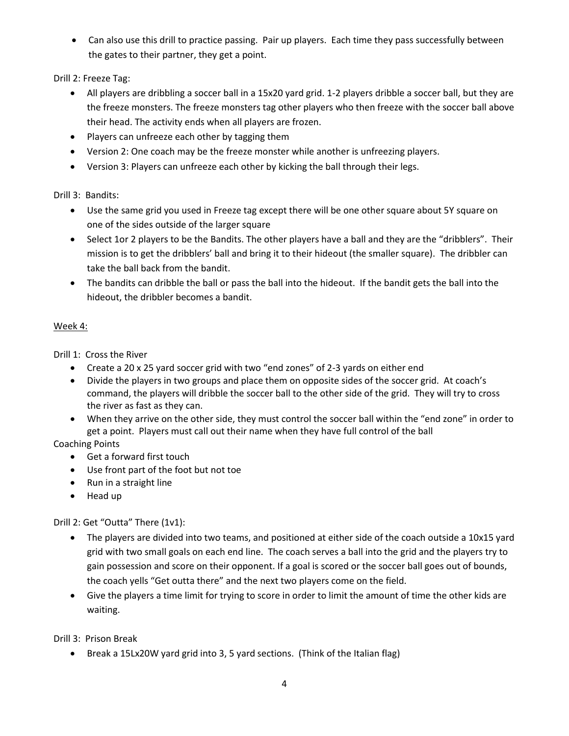- Can also use this drill to practice passing. Pair up players. Each time they pass successfully between the gates to their partner, they get a point.

Drill 2: Freeze Tag:

- All players are dribbling a soccer ball in a 15x20 yard grid. 1-2 players dribble a soccer ball, but they are the freeze monsters. The freeze monsters tag other players who then freeze with the soccer ball above their head. The activity ends when all players are frozen.
- Players can unfreeze each other by tagging them
- Version 2: One coach may be the freeze monster while another is unfreezing players.
- Version 3: Players can unfreeze each other by kicking the ball through their legs.

Drill 3: Bandits:

- Use the same grid you used in Freeze tag except there will be one other square about 5Y square on one of the sides outside of the larger square
- Select 1or 2 players to be the Bandits. The other players have a ball and they are the "dribblers". Their mission is to get the dribblers' ball and bring it to their hideout (the smaller square). The dribbler can take the ball back from the bandit.
- The bandits can dribble the ball or pass the ball into the hideout. If the bandit gets the ball into the hideout, the dribbler becomes a bandit.

Week 4:

Drill 1: Cross the River

- Create a 20 x 25 yard soccer grid with two "end zones" of 2-3 yards on either end
- Divide the players in two groups and place them on opposite sides of the soccer grid. At coach's command, the players will dribble the soccer ball to the other side of the grid. They will try to cross the river as fast as they can.
- When they arrive on the other side, they must control the soccer ball within the "end zone" in order to get a point. Players must call out their name when they have full control of the ball

Coaching Points

- Get a forward first touch
- Use front part of the foot but not toe
- Run in a straight line
- Head up

Drill 2: Get "Outta" There (1v1):

- The players are divided into two teams, and positioned at either side of the coach outside a 10x15 yard grid with two small goals on each end line. The coach serves a ball into the grid and the players try to gain possession and score on their opponent. If a goal is scored or the soccer ball goes out of bounds, the coach yells "Get outta there" and the next two players come on the field.
- Give the players a time limit for trying to score in order to limit the amount of time the other kids are waiting.

Drill 3: Prison Break

- Break a 15Lx20W yard grid into 3, 5 yard sections. (Think of the Italian flag)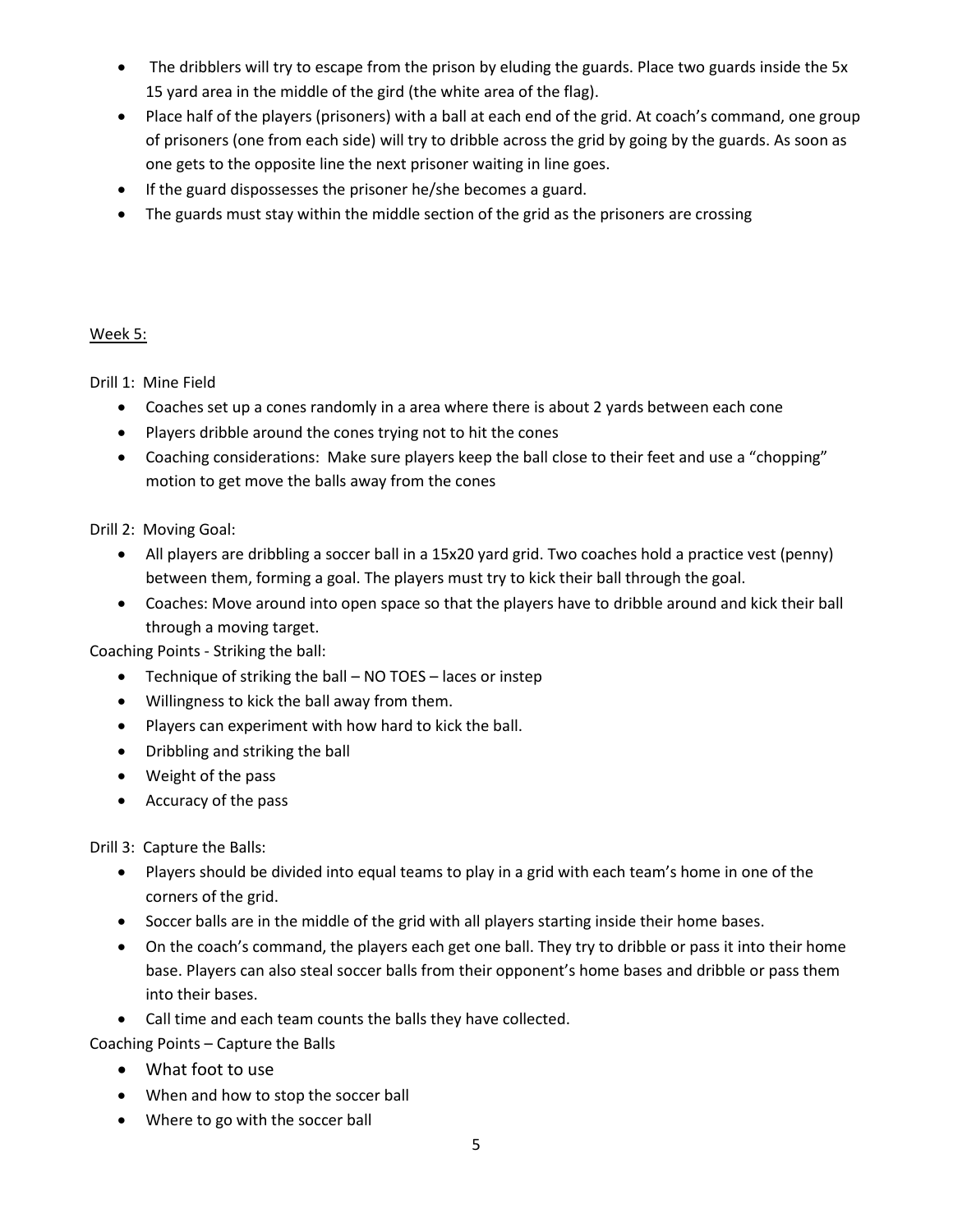- The dribblers will try to escape from the prison by eluding the guards. Place two guards inside the 5x 15 yard area in the middle of the gird (the white area of the flag).
- Place half of the players (prisoners) with a ball at each end of the grid. At coach's command, one group of prisoners (one from each side) will try to dribble across the grid by going by the guards. As soon as one gets to the opposite line the next prisoner waiting in line goes.
- If the guard dispossesses the prisoner he/she becomes a guard.
- The guards must stay within the middle section of the grid as the prisoners are crossing

Week 5:

Drill 1: Mine Field

- Coaches set up a cones randomly in a area where there is about 2 yards between each cone
- Players dribble around the cones trying not to hit the cones
- Coaching considerations: Make sure players keep the ball close to their feet and use a "chopping" motion to get move the balls away from the cones

Drill 2: Moving Goal:

- All players are dribbling a soccer ball in a 15x20 yard grid. Two coaches hold a practice vest (penny) between them, forming a goal. The players must try to kick their ball through the goal.
- Coaches: Move around into open space so that the players have to dribble around and kick their ball through a moving target.

Coaching Points - Striking the ball:

- Technique of striking the ball – NO TOES – laces or instep
- Willingness to kick the ball away from them.
- Players can experiment with how hard to kick the ball.
- Dribbling and striking the ball
- Weight of the pass
- Accuracy of the pass

Drill 3: Capture the Balls:

- Players should be divided into equal teams to play in a grid with each team's home in one of the corners of the grid.
- Soccer balls are in the middle of the grid with all players starting inside their home bases.
- On the coach's command, the players each get one ball. They try to dribble or pass it into their home base. Players can also steal soccer balls from their opponent's home bases and dribble or pass them into their bases.
- Call time and each team counts the balls they have collected.

Coaching Points – Capture the Balls

- What foot to use
- When and how to stop the soccer ball
- Where to go with the soccer ball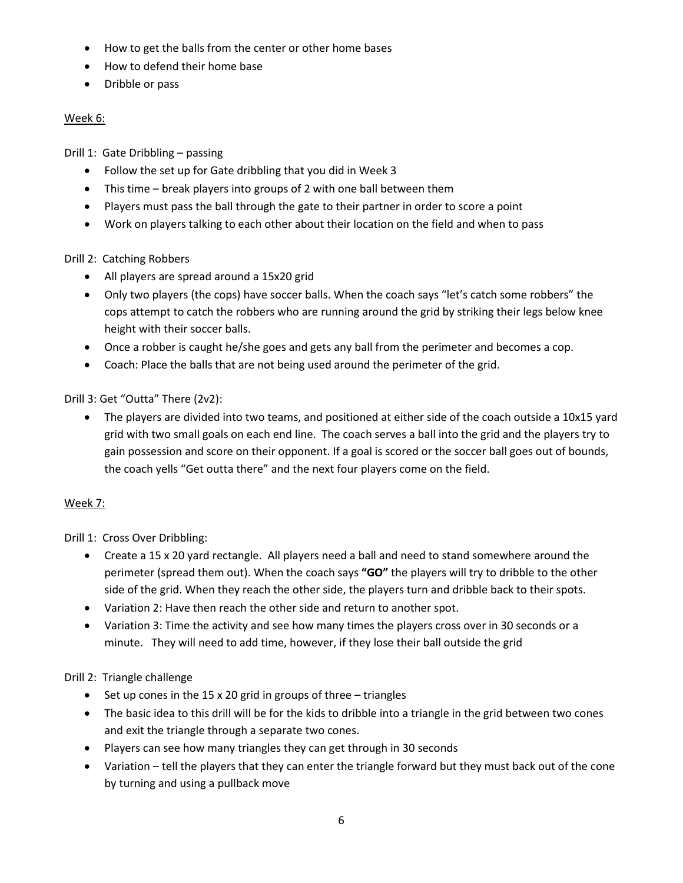- How to get the balls from the center or other home bases
- How to defend their home base
- Dribble or pass

<u>Week 6:</u>

Drill 1: Gate Dribbling – passing

- Follow the set up for Gate dribbling that you did in Week 3
- This time – break players into groups of 2 with one ball between them
- Players must pass the ball through the gate to their partner in order to score a point
- Work on players talking to each other about their location on the field and when to pass

Drill 2: Catching Robbers

- All players are spread around a 15x20 grid
- Only two players (the cops) have soccer balls. When the coach says "let's catch some robbers" the cops attempt to catch the robbers who are running around the grid by striking their legs below knee height with their soccer balls.
- Once a robber is caught he/she goes and gets any ball from the perimeter and becomes a cop.
- Coach: Place the balls that are not being used around the perimeter of the grid.

Drill 3: Get "Outta" There (2v2):

- The players are divided into two teams, and positioned at either side of the coach outside a 10x15 yard grid with two small goals on each end line. The coach serves a ball into the grid and the players try to gain possession and score on their opponent. If a goal is scored or the soccer ball goes out of bounds, the coach yells "Get outta there" and the next four players come on the field.

<u>Week 7:</u>

Drill 1: Cross Over Dribbling:

- Create a 15 x 20 yard rectangle. All players need a ball and need to stand somewhere around the perimeter (spread them out). When the coach says **"GO"** the players will try to dribble to the other side of the grid. When they reach the other side, the players turn and dribble back to their spots.
- Variation 2: Have then reach the other side and return to another spot.
- Variation 3: Time the activity and see how many times the players cross over in 30 seconds or a minute. They will need to add time, however, if they lose their ball outside the grid

Drill 2: Triangle challenge

- Set up cones in the 15 x 20 grid in groups of three – triangles
- The basic idea to this drill will be for the kids to dribble into a triangle in the grid between two cones and exit the triangle through a separate two cones.
- Players can see how many triangles they can get through in 30 seconds
- Variation – tell the players that they can enter the triangle forward but they must back out of the cone by turning and using a pullback move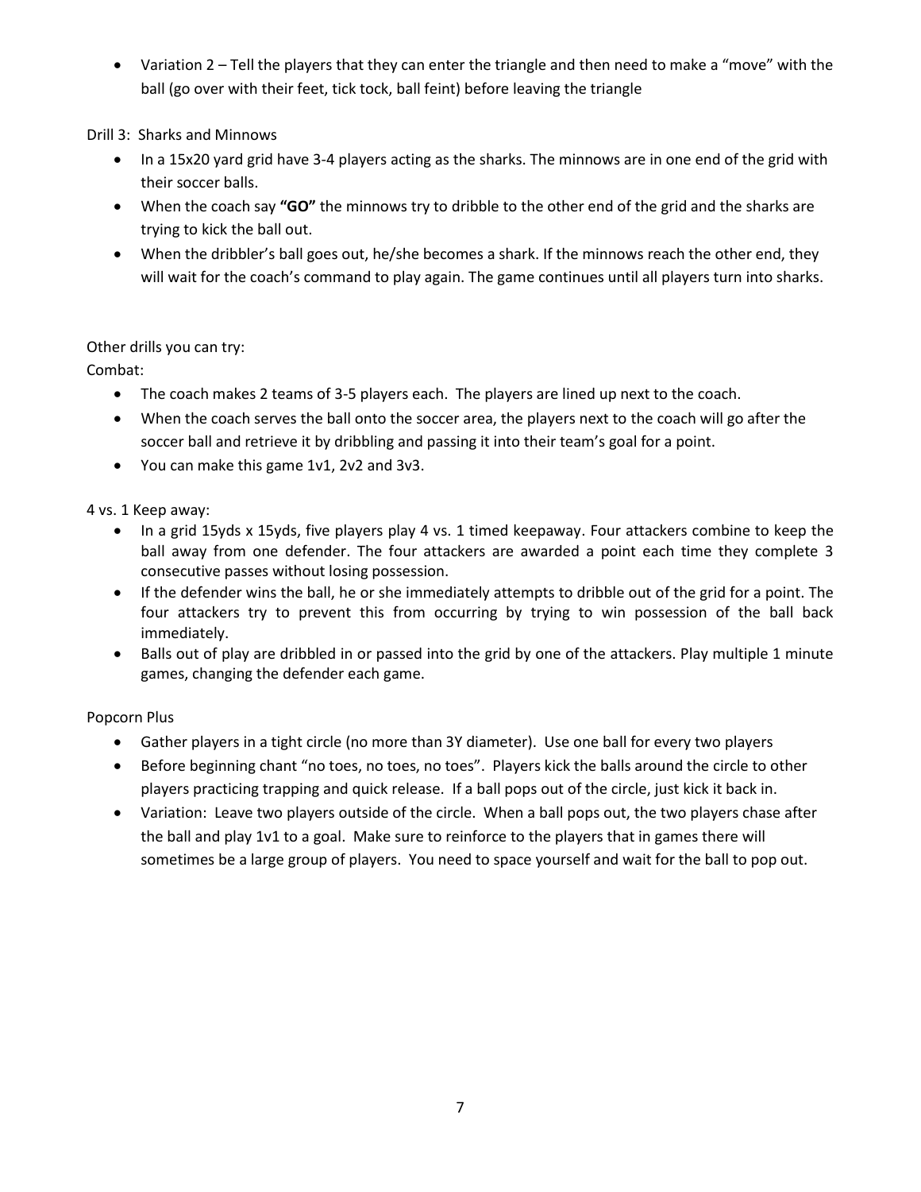- Variation 2 – Tell the players that they can enter the triangle and then need to make a "move" with the ball (go over with their feet, tick tock, ball feint) before leaving the triangle

Drill 3: Sharks and Minnows

- In a 15x20 yard grid have 3-4 players acting as the sharks. The minnows are in one end of the grid with their soccer balls.
- When the coach say **"GO"** the minnows try to dribble to the other end of the grid and the sharks are trying to kick the ball out.
- When the dribbler's ball goes out, he/she becomes a shark. If the minnows reach the other end, they will wait for the coach's command to play again. The game continues until all players turn into sharks.

Other drills you can try:

Combat:

- The coach makes 2 teams of 3-5 players each. The players are lined up next to the coach.
- When the coach serves the ball onto the soccer area, the players next to the coach will go after the soccer ball and retrieve it by dribbling and passing it into their team's goal for a point.
- You can make this game 1v1, 2v2 and 3v3.

4 vs. 1 Keep away:

- In a grid 15yds x 15yds, five players play 4 vs. 1 timed keepaway. Four attackers combine to keep the ball away from one defender. The four attackers are awarded a point each time they complete 3 consecutive passes without losing possession.
- If the defender wins the ball, he or she immediately attempts to dribble out of the grid for a point. The four attackers try to prevent this from occurring by trying to win possession of the ball back immediately.
- Balls out of play are dribbled in or passed into the grid by one of the attackers. Play multiple 1 minute games, changing the defender each game.

Popcorn Plus

- Gather players in a tight circle (no more than 3Y diameter). Use one ball for every two players
- Before beginning chant "no toes, no toes, no toes". Players kick the balls around the circle to other players practicing trapping and quick release. If a ball pops out of the circle, just kick it back in.
- Variation: Leave two players outside of the circle. When a ball pops out, the two players chase after the ball and play 1v1 to a goal. Make sure to reinforce to the players that in games there will sometimes be a large group of players. You need to space yourself and wait for the ball to pop out.